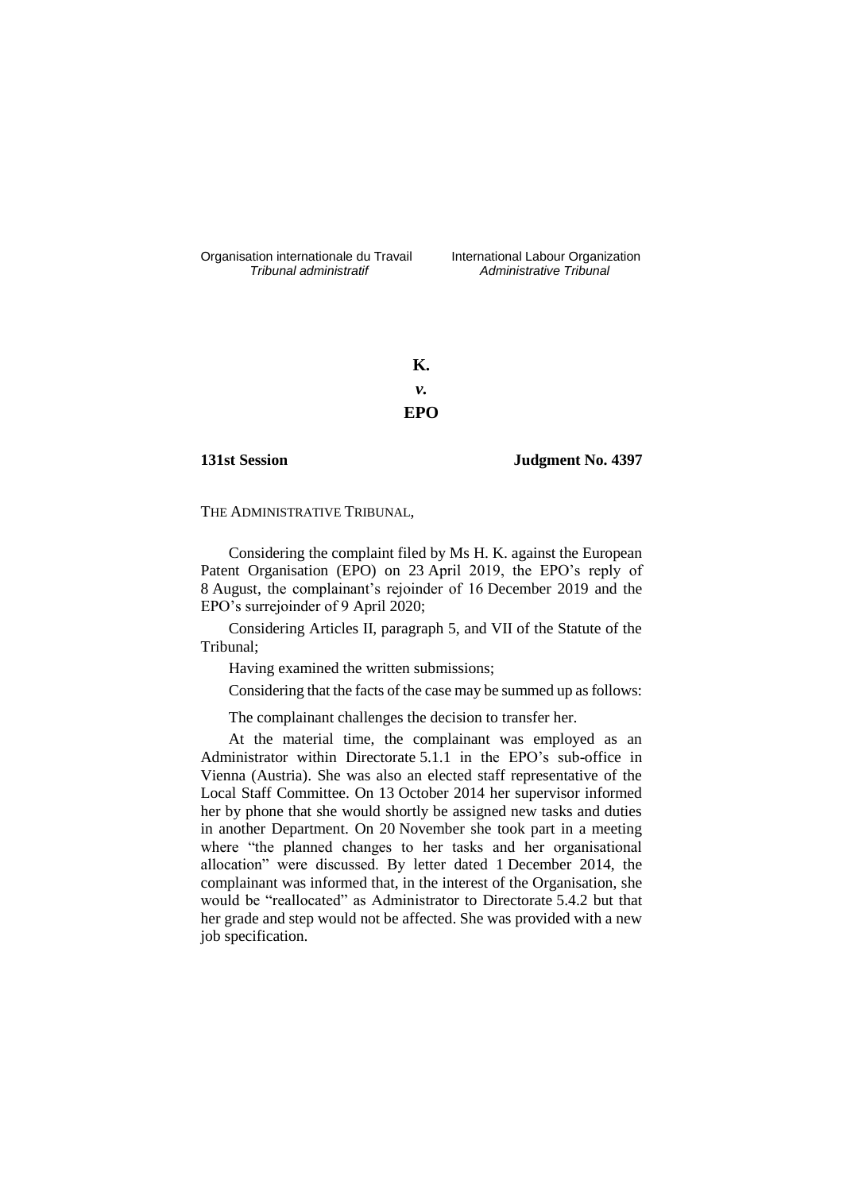Organisation internationale du Travail
*Tribunal administratif*

International Labour Organization
*Administrative Tribunal*

**K.**

***v.***

**EPO**

**131st Session**

**Judgment No. 4397**

THE ADMINISTRATIVE TRIBUNAL,

Considering the complaint filed by Ms H. K. against the European Patent Organisation (EPO) on 23 April 2019, the EPO's reply of 8 August, the complainant's rejoinder of 16 December 2019 and the EPO's surrejoinder of 9 April 2020;

Considering Articles II, paragraph 5, and VII of the Statute of the Tribunal;

Having examined the written submissions;

Considering that the facts of the case may be summed up as follows:

The complainant challenges the decision to transfer her.

At the material time, the complainant was employed as an Administrator within Directorate 5.1.1 in the EPO's sub-office in Vienna (Austria). She was also an elected staff representative of the Local Staff Committee. On 13 October 2014 her supervisor informed her by phone that she would shortly be assigned new tasks and duties in another Department. On 20 November she took part in a meeting where "the planned changes to her tasks and her organisational allocation" were discussed. By letter dated 1 December 2014, the complainant was informed that, in the interest of the Organisation, she would be "reallocated" as Administrator to Directorate 5.4.2 but that her grade and step would not be affected. She was provided with a new job specification.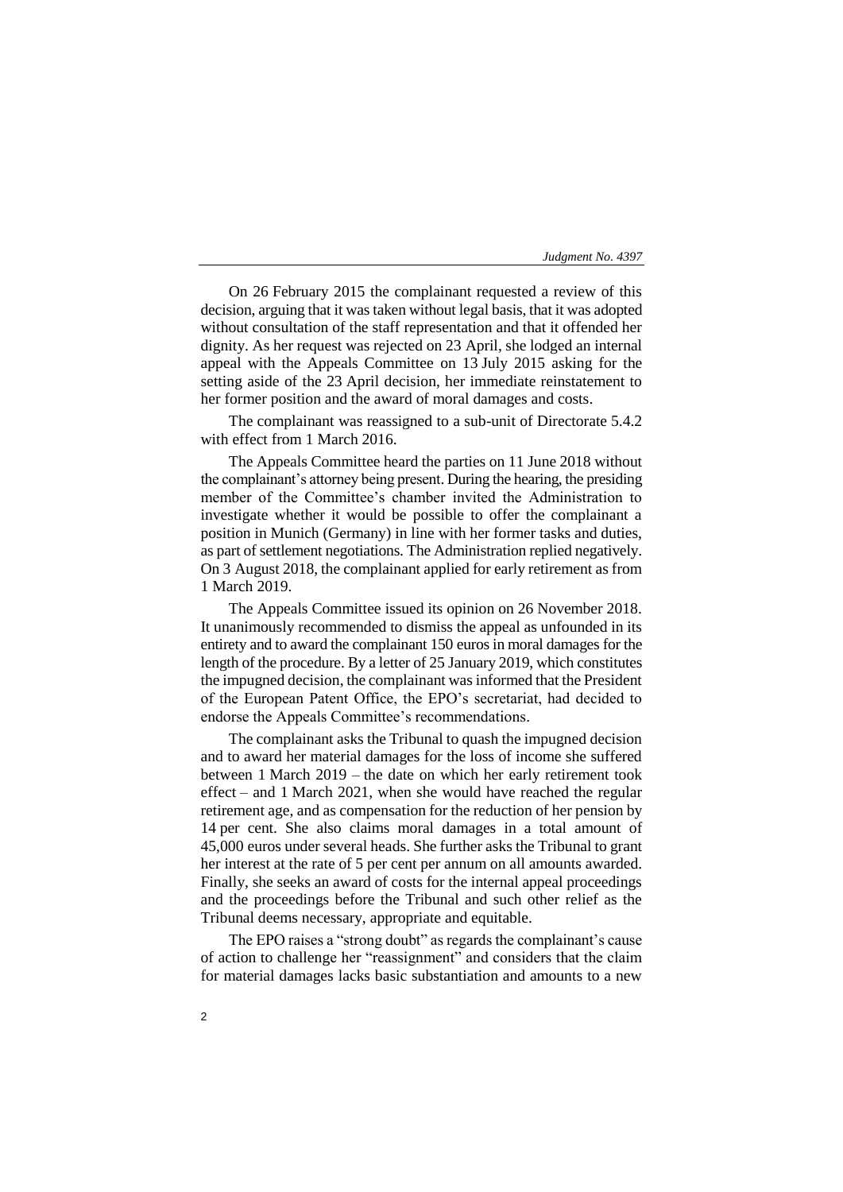On 26 February 2015 the complainant requested a review of this decision, arguing that it was taken without legal basis, that it was adopted without consultation of the staff representation and that it offended her dignity. As her request was rejected on 23 April, she lodged an internal appeal with the Appeals Committee on 13 July 2015 asking for the setting aside of the 23 April decision, her immediate reinstatement to her former position and the award of moral damages and costs.

The complainant was reassigned to a sub-unit of Directorate 5.4.2 with effect from 1 March 2016.

The Appeals Committee heard the parties on 11 June 2018 without the complainant's attorney being present. During the hearing, the presiding member of the Committee's chamber invited the Administration to investigate whether it would be possible to offer the complainant a position in Munich (Germany) in line with her former tasks and duties, as part of settlement negotiations. The Administration replied negatively. On 3 August 2018, the complainant applied for early retirement as from 1 March 2019.

The Appeals Committee issued its opinion on 26 November 2018. It unanimously recommended to dismiss the appeal as unfounded in its entirety and to award the complainant 150 euros in moral damages for the length of the procedure. By a letter of 25 January 2019, which constitutes the impugned decision, the complainant was informed that the President of the European Patent Office, the EPO's secretariat, had decided to endorse the Appeals Committee's recommendations.

The complainant asks the Tribunal to quash the impugned decision and to award her material damages for the loss of income she suffered between 1 March 2019 – the date on which her early retirement took effect – and 1 March 2021, when she would have reached the regular retirement age, and as compensation for the reduction of her pension by 14 per cent. She also claims moral damages in a total amount of 45,000 euros under several heads. She further asks the Tribunal to grant her interest at the rate of 5 per cent per annum on all amounts awarded. Finally, she seeks an award of costs for the internal appeal proceedings and the proceedings before the Tribunal and such other relief as the Tribunal deems necessary, appropriate and equitable.

The EPO raises a "strong doubt" as regards the complainant's cause of action to challenge her "reassignment" and considers that the claim for material damages lacks basic substantiation and amounts to a new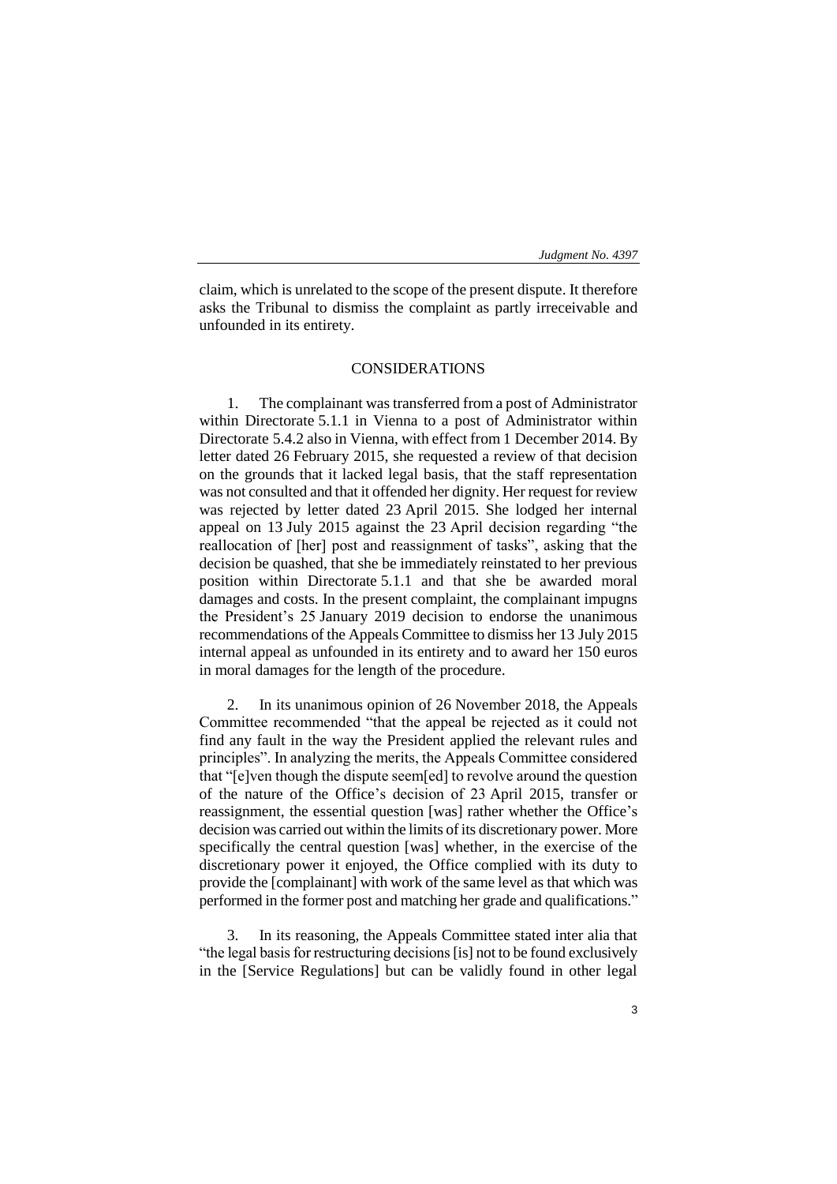claim, which is unrelated to the scope of the present dispute. It therefore asks the Tribunal to dismiss the complaint as partly irreceivable and unfounded in its entirety.

## CONSIDERATIONS

1. The complainant was transferred from a post of Administrator within Directorate 5.1.1 in Vienna to a post of Administrator within Directorate 5.4.2 also in Vienna, with effect from 1 December 2014. By letter dated 26 February 2015, she requested a review of that decision on the grounds that it lacked legal basis, that the staff representation was not consulted and that it offended her dignity. Her request for review was rejected by letter dated 23 April 2015. She lodged her internal appeal on 13 July 2015 against the 23 April decision regarding "the reallocation of [her] post and reassignment of tasks", asking that the decision be quashed, that she be immediately reinstated to her previous position within Directorate 5.1.1 and that she be awarded moral damages and costs. In the present complaint, the complainant impugns the President's 25 January 2019 decision to endorse the unanimous recommendations of the Appeals Committee to dismiss her 13 July 2015 internal appeal as unfounded in its entirety and to award her 150 euros in moral damages for the length of the procedure.

2. In its unanimous opinion of 26 November 2018, the Appeals Committee recommended "that the appeal be rejected as it could not find any fault in the way the President applied the relevant rules and principles". In analyzing the merits, the Appeals Committee considered that "[e]ven though the dispute seem[ed] to revolve around the question of the nature of the Office's decision of 23 April 2015, transfer or reassignment, the essential question [was] rather whether the Office's decision was carried out within the limits of its discretionary power. More specifically the central question [was] whether, in the exercise of the discretionary power it enjoyed, the Office complied with its duty to provide the [complainant] with work of the same level as that which was performed in the former post and matching her grade and qualifications."

3. In its reasoning, the Appeals Committee stated inter alia that "the legal basis for restructuring decisions [is] not to be found exclusively in the [Service Regulations] but can be validly found in other legal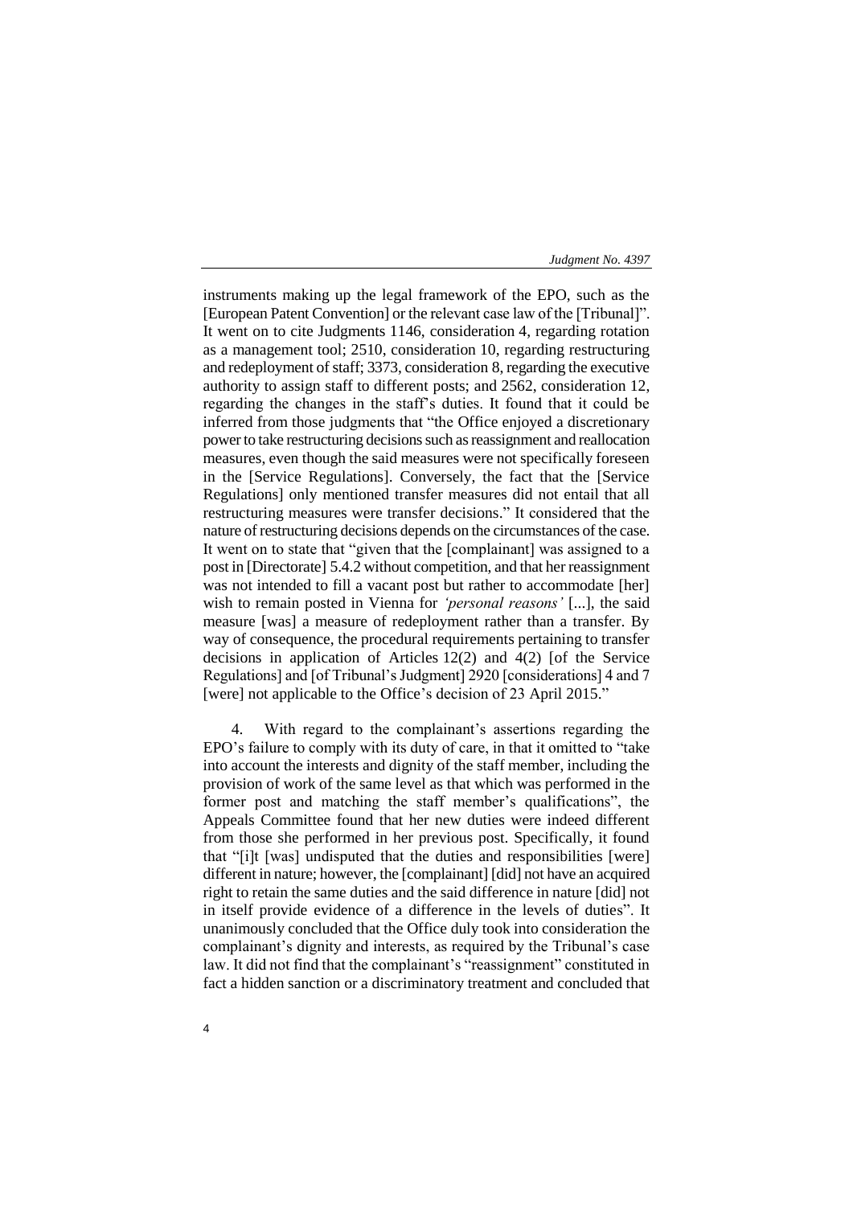instruments making up the legal framework of the EPO, such as the [European Patent Convention] or the relevant case law of the [Tribunal]". It went on to cite Judgments 1146, consideration 4, regarding rotation as a management tool; 2510, consideration 10, regarding restructuring and redeployment of staff; 3373, consideration 8, regarding the executive authority to assign staff to different posts; and 2562, consideration 12, regarding the changes in the staff's duties. It found that it could be inferred from those judgments that "the Office enjoyed a discretionary power to take restructuring decisions such as reassignment and reallocation measures, even though the said measures were not specifically foreseen in the [Service Regulations]. Conversely, the fact that the [Service Regulations] only mentioned transfer measures did not entail that all restructuring measures were transfer decisions." It considered that the nature of restructuring decisions depends on the circumstances of the case. It went on to state that "given that the [complainant] was assigned to a post in [Directorate] 5.4.2 without competition, and that her reassignment was not intended to fill a vacant post but rather to accommodate [her] wish to remain posted in Vienna for *'personal reasons'* [...], the said measure [was] a measure of redeployment rather than a transfer. By way of consequence, the procedural requirements pertaining to transfer decisions in application of Articles 12(2) and 4(2) [of the Service Regulations] and [of Tribunal's Judgment] 2920 [considerations] 4 and 7 [were] not applicable to the Office's decision of 23 April 2015."

4. With regard to the complainant's assertions regarding the EPO's failure to comply with its duty of care, in that it omitted to "take into account the interests and dignity of the staff member, including the provision of work of the same level as that which was performed in the former post and matching the staff member's qualifications", the Appeals Committee found that her new duties were indeed different from those she performed in her previous post. Specifically, it found that "[i]t [was] undisputed that the duties and responsibilities [were] different in nature; however, the [complainant] [did] not have an acquired right to retain the same duties and the said difference in nature [did] not in itself provide evidence of a difference in the levels of duties". It unanimously concluded that the Office duly took into consideration the complainant's dignity and interests, as required by the Tribunal's case law. It did not find that the complainant's "reassignment" constituted in fact a hidden sanction or a discriminatory treatment and concluded that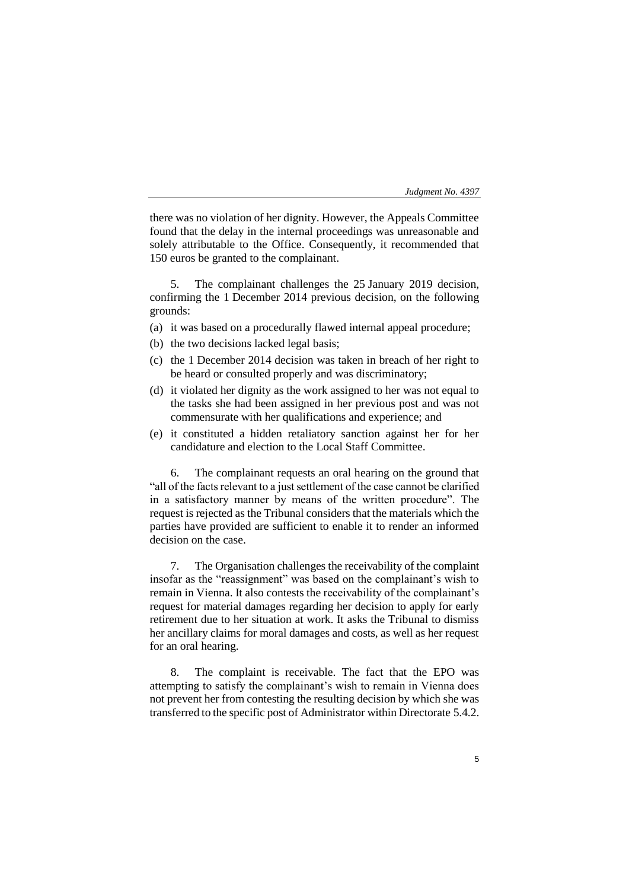there was no violation of her dignity. However, the Appeals Committee found that the delay in the internal proceedings was unreasonable and solely attributable to the Office. Consequently, it recommended that 150 euros be granted to the complainant.

5. The complainant challenges the 25 January 2019 decision, confirming the 1 December 2014 previous decision, on the following grounds:

(a) it was based on a procedurally flawed internal appeal procedure;
(b) the two decisions lacked legal basis;
(c) the 1 December 2014 decision was taken in breach of her right to be heard or consulted properly and was discriminatory;
(d) it violated her dignity as the work assigned to her was not equal to the tasks she had been assigned in her previous post and was not commensurate with her qualifications and experience; and
(e) it constituted a hidden retaliatory sanction against her for her candidature and election to the Local Staff Committee.

6. The complainant requests an oral hearing on the ground that "all of the facts relevant to a just settlement of the case cannot be clarified in a satisfactory manner by means of the written procedure". The request is rejected as the Tribunal considers that the materials which the parties have provided are sufficient to enable it to render an informed decision on the case.

7. The Organisation challenges the receivability of the complaint insofar as the "reassignment" was based on the complainant's wish to remain in Vienna. It also contests the receivability of the complainant's request for material damages regarding her decision to apply for early retirement due to her situation at work. It asks the Tribunal to dismiss her ancillary claims for moral damages and costs, as well as her request for an oral hearing.

8. The complaint is receivable. The fact that the EPO was attempting to satisfy the complainant's wish to remain in Vienna does not prevent her from contesting the resulting decision by which she was transferred to the specific post of Administrator within Directorate 5.4.2.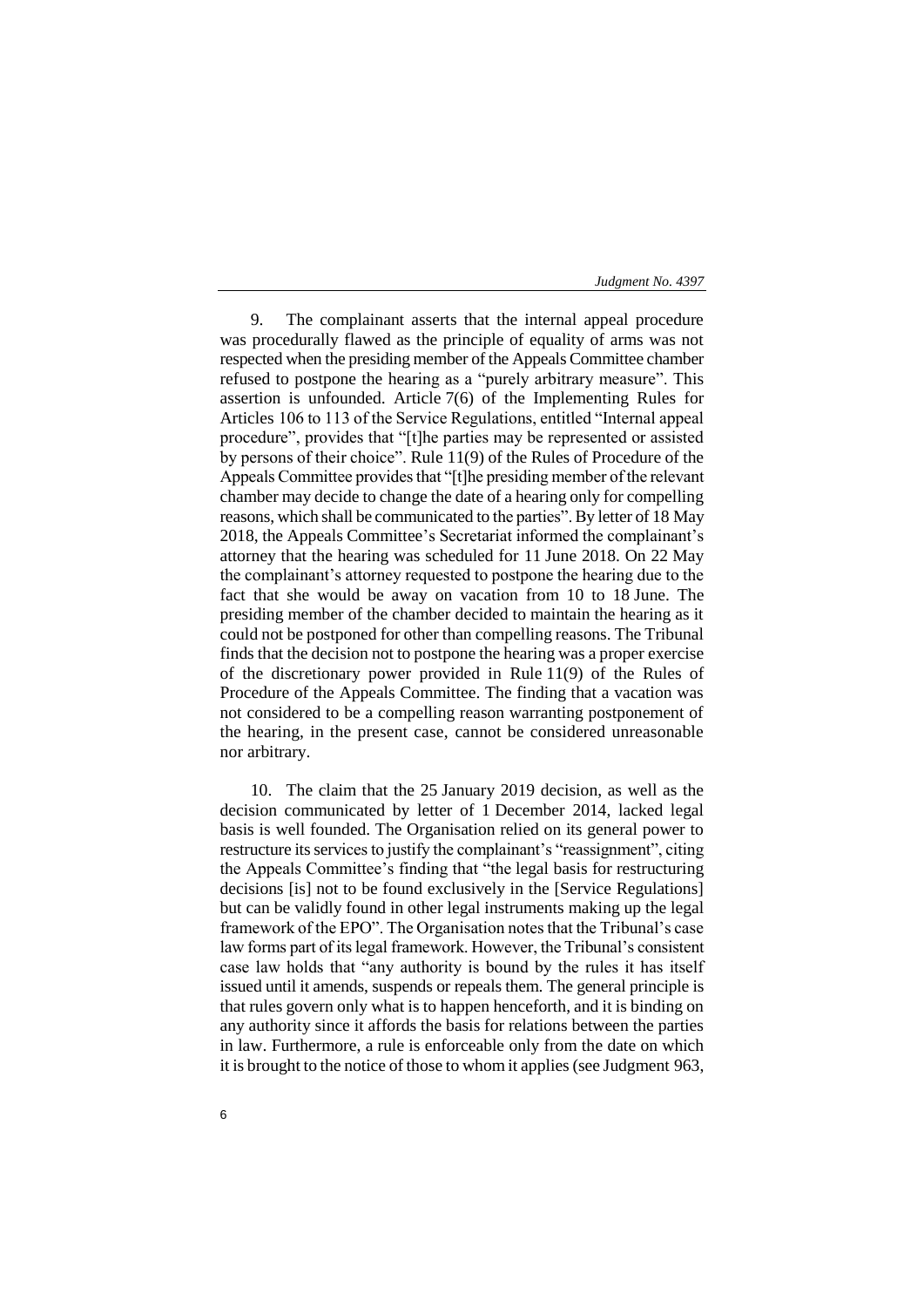9. The complainant asserts that the internal appeal procedure was procedurally flawed as the principle of equality of arms was not respected when the presiding member of the Appeals Committee chamber refused to postpone the hearing as a "purely arbitrary measure". This assertion is unfounded. Article 7(6) of the Implementing Rules for Articles 106 to 113 of the Service Regulations, entitled "Internal appeal procedure", provides that "[t]he parties may be represented or assisted by persons of their choice". Rule 11(9) of the Rules of Procedure of the Appeals Committee provides that "[t]he presiding member of the relevant chamber may decide to change the date of a hearing only for compelling reasons, which shall be communicated to the parties". By letter of 18 May 2018, the Appeals Committee's Secretariat informed the complainant's attorney that the hearing was scheduled for 11 June 2018. On 22 May the complainant's attorney requested to postpone the hearing due to the fact that she would be away on vacation from 10 to 18 June. The presiding member of the chamber decided to maintain the hearing as it could not be postponed for other than compelling reasons. The Tribunal finds that the decision not to postpone the hearing was a proper exercise of the discretionary power provided in Rule 11(9) of the Rules of Procedure of the Appeals Committee. The finding that a vacation was not considered to be a compelling reason warranting postponement of the hearing, in the present case, cannot be considered unreasonable nor arbitrary.

10. The claim that the 25 January 2019 decision, as well as the decision communicated by letter of 1 December 2014, lacked legal basis is well founded. The Organisation relied on its general power to restructure its services to justify the complainant's "reassignment", citing the Appeals Committee's finding that "the legal basis for restructuring decisions [is] not to be found exclusively in the [Service Regulations] but can be validly found in other legal instruments making up the legal framework of the EPO". The Organisation notes that the Tribunal's case law forms part of its legal framework. However, the Tribunal's consistent case law holds that "any authority is bound by the rules it has itself issued until it amends, suspends or repeals them. The general principle is that rules govern only what is to happen henceforth, and it is binding on any authority since it affords the basis for relations between the parties in law. Furthermore, a rule is enforceable only from the date on which it is brought to the notice of those to whom it applies (see Judgment 963,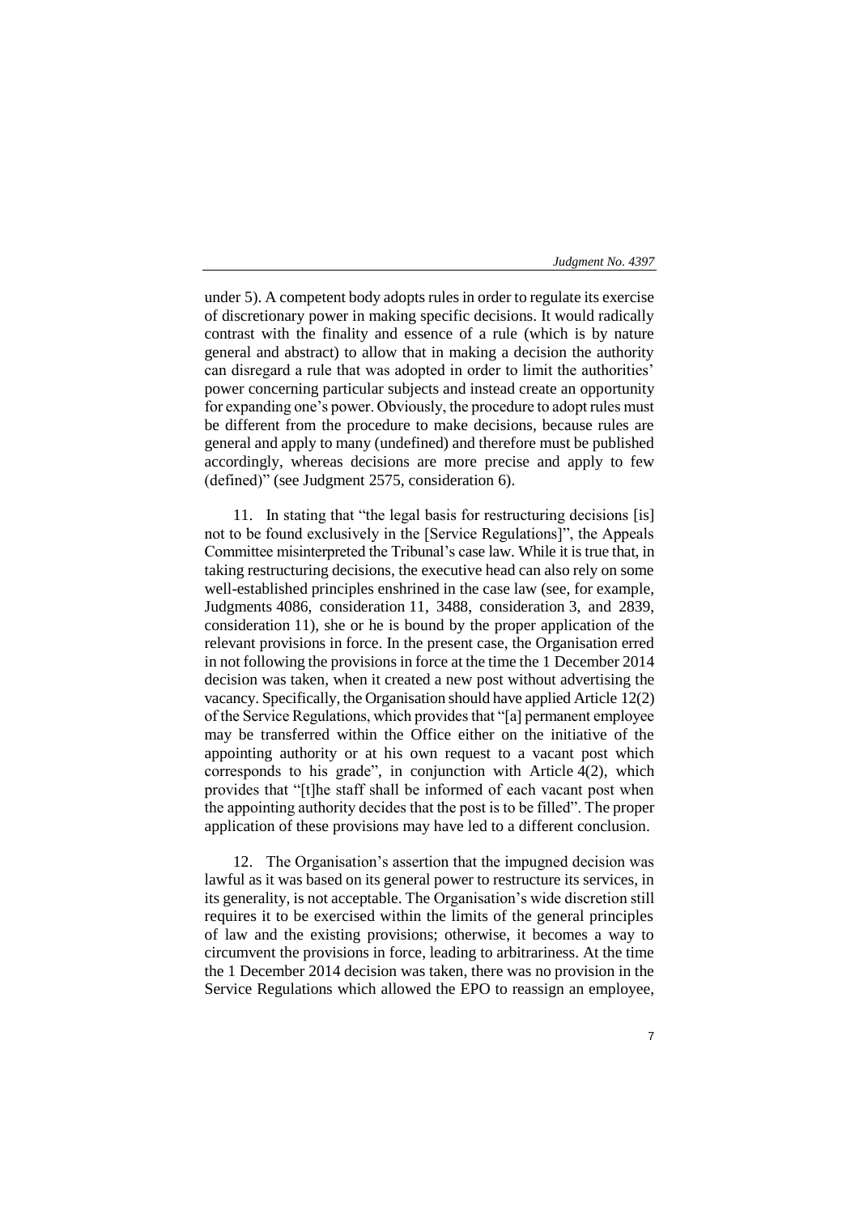under 5). A competent body adopts rules in order to regulate its exercise of discretionary power in making specific decisions. It would radically contrast with the finality and essence of a rule (which is by nature general and abstract) to allow that in making a decision the authority can disregard a rule that was adopted in order to limit the authorities' power concerning particular subjects and instead create an opportunity for expanding one's power. Obviously, the procedure to adopt rules must be different from the procedure to make decisions, because rules are general and apply to many (undefined) and therefore must be published accordingly, whereas decisions are more precise and apply to few (defined)" (see Judgment 2575, consideration 6).

11. In stating that "the legal basis for restructuring decisions [is] not to be found exclusively in the [Service Regulations]", the Appeals Committee misinterpreted the Tribunal's case law. While it is true that, in taking restructuring decisions, the executive head can also rely on some well-established principles enshrined in the case law (see, for example, Judgments 4086, consideration 11, 3488, consideration 3, and 2839, consideration 11), she or he is bound by the proper application of the relevant provisions in force. In the present case, the Organisation erred in not following the provisions in force at the time the 1 December 2014 decision was taken, when it created a new post without advertising the vacancy. Specifically, the Organisation should have applied Article 12(2) of the Service Regulations, which provides that "[a] permanent employee may be transferred within the Office either on the initiative of the appointing authority or at his own request to a vacant post which corresponds to his grade", in conjunction with Article 4(2), which provides that "[t]he staff shall be informed of each vacant post when the appointing authority decides that the post is to be filled". The proper application of these provisions may have led to a different conclusion.

12. The Organisation's assertion that the impugned decision was lawful as it was based on its general power to restructure its services, in its generality, is not acceptable. The Organisation's wide discretion still requires it to be exercised within the limits of the general principles of law and the existing provisions; otherwise, it becomes a way to circumvent the provisions in force, leading to arbitrariness. At the time the 1 December 2014 decision was taken, there was no provision in the Service Regulations which allowed the EPO to reassign an employee,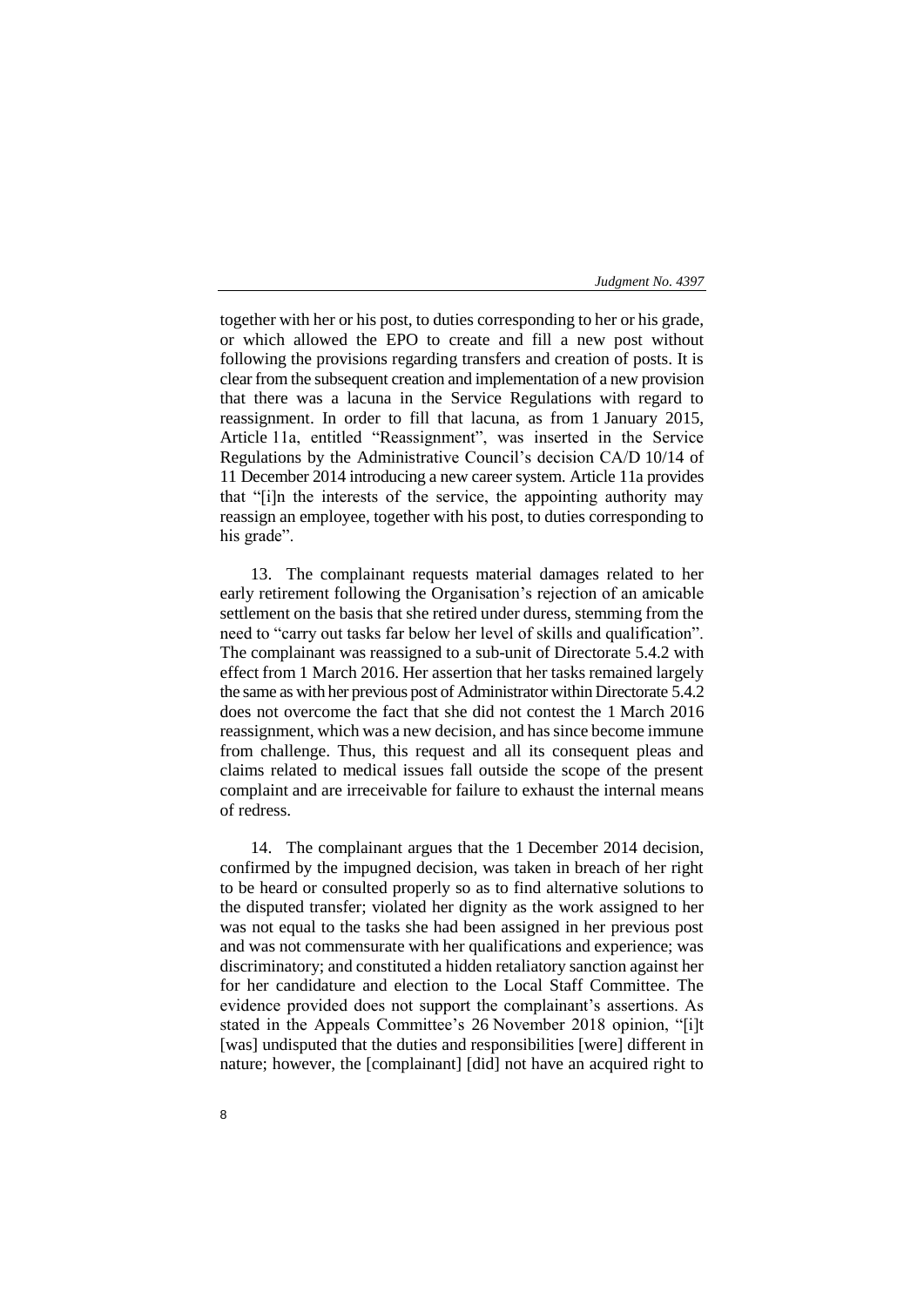together with her or his post, to duties corresponding to her or his grade, or which allowed the EPO to create and fill a new post without following the provisions regarding transfers and creation of posts. It is clear from the subsequent creation and implementation of a new provision that there was a lacuna in the Service Regulations with regard to reassignment. In order to fill that lacuna, as from 1 January 2015, Article 11a, entitled "Reassignment", was inserted in the Service Regulations by the Administrative Council's decision CA/D 10/14 of 11 December 2014 introducing a new career system. Article 11a provides that "[i]n the interests of the service, the appointing authority may reassign an employee, together with his post, to duties corresponding to his grade".

13. The complainant requests material damages related to her early retirement following the Organisation's rejection of an amicable settlement on the basis that she retired under duress, stemming from the need to "carry out tasks far below her level of skills and qualification". The complainant was reassigned to a sub-unit of Directorate 5.4.2 with effect from 1 March 2016. Her assertion that her tasks remained largely the same as with her previous post of Administrator within Directorate 5.4.2 does not overcome the fact that she did not contest the 1 March 2016 reassignment, which was a new decision, and has since become immune from challenge. Thus, this request and all its consequent pleas and claims related to medical issues fall outside the scope of the present complaint and are irreceivable for failure to exhaust the internal means of redress.

14. The complainant argues that the 1 December 2014 decision, confirmed by the impugned decision, was taken in breach of her right to be heard or consulted properly so as to find alternative solutions to the disputed transfer; violated her dignity as the work assigned to her was not equal to the tasks she had been assigned in her previous post and was not commensurate with her qualifications and experience; was discriminatory; and constituted a hidden retaliatory sanction against her for her candidature and election to the Local Staff Committee. The evidence provided does not support the complainant's assertions. As stated in the Appeals Committee's 26 November 2018 opinion, "[i]t [was] undisputed that the duties and responsibilities [were] different in nature; however, the [complainant] [did] not have an acquired right to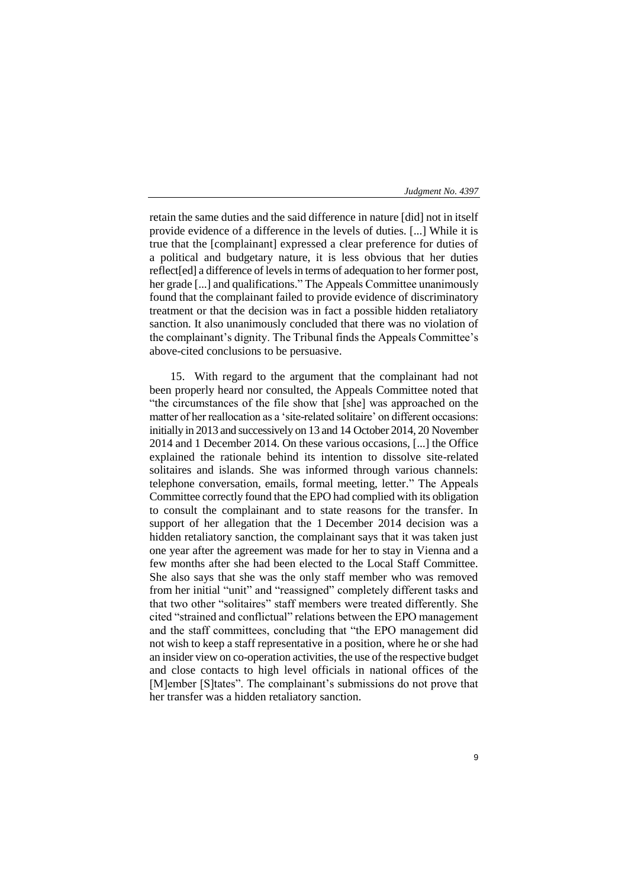retain the same duties and the said difference in nature [did] not in itself provide evidence of a difference in the levels of duties. [...] While it is true that the [complainant] expressed a clear preference for duties of a political and budgetary nature, it is less obvious that her duties reflect[ed] a difference of levels in terms of adequation to her former post, her grade [...] and qualifications." The Appeals Committee unanimously found that the complainant failed to provide evidence of discriminatory treatment or that the decision was in fact a possible hidden retaliatory sanction. It also unanimously concluded that there was no violation of the complainant's dignity. The Tribunal finds the Appeals Committee's above-cited conclusions to be persuasive.

15. With regard to the argument that the complainant had not been properly heard nor consulted, the Appeals Committee noted that "the circumstances of the file show that [she] was approached on the matter of her reallocation as a 'site-related solitaire' on different occasions: initially in 2013 and successively on 13 and 14 October 2014, 20 November 2014 and 1 December 2014. On these various occasions, [...] the Office explained the rationale behind its intention to dissolve site-related solitaires and islands. She was informed through various channels: telephone conversation, emails, formal meeting, letter." The Appeals Committee correctly found that the EPO had complied with its obligation to consult the complainant and to state reasons for the transfer. In support of her allegation that the 1 December 2014 decision was a hidden retaliatory sanction, the complainant says that it was taken just one year after the agreement was made for her to stay in Vienna and a few months after she had been elected to the Local Staff Committee. She also says that she was the only staff member who was removed from her initial "unit" and "reassigned" completely different tasks and that two other "solitaires" staff members were treated differently. She cited "strained and conflictual" relations between the EPO management and the staff committees, concluding that "the EPO management did not wish to keep a staff representative in a position, where he or she had an insider view on co-operation activities, the use of the respective budget and close contacts to high level officials in national offices of the [M]ember [S]tates". The complainant's submissions do not prove that her transfer was a hidden retaliatory sanction.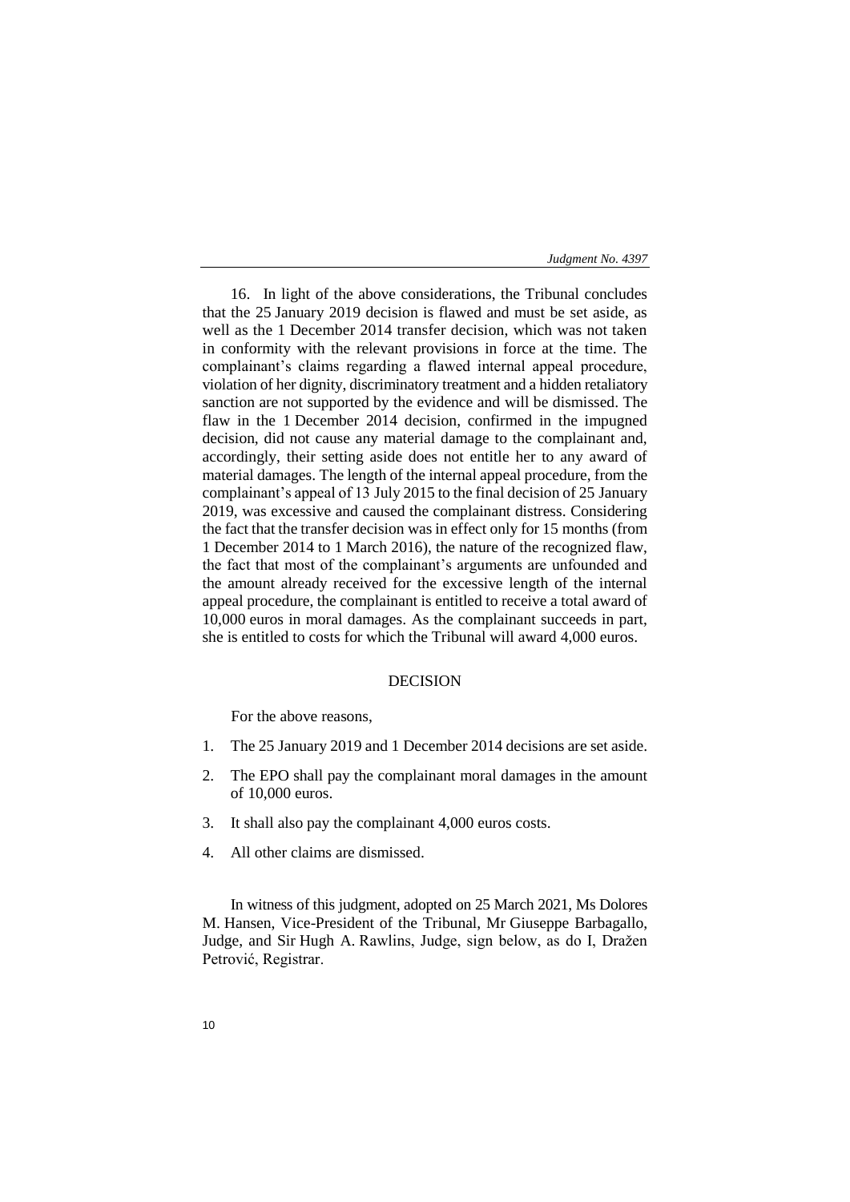16. In light of the above considerations, the Tribunal concludes that the 25 January 2019 decision is flawed and must be set aside, as well as the 1 December 2014 transfer decision, which was not taken in conformity with the relevant provisions in force at the time. The complainant's claims regarding a flawed internal appeal procedure, violation of her dignity, discriminatory treatment and a hidden retaliatory sanction are not supported by the evidence and will be dismissed. The flaw in the 1 December 2014 decision, confirmed in the impugned decision, did not cause any material damage to the complainant and, accordingly, their setting aside does not entitle her to any award of material damages. The length of the internal appeal procedure, from the complainant's appeal of 13 July 2015 to the final decision of 25 January 2019, was excessive and caused the complainant distress. Considering the fact that the transfer decision was in effect only for 15 months (from 1 December 2014 to 1 March 2016), the nature of the recognized flaw, the fact that most of the complainant's arguments are unfounded and the amount already received for the excessive length of the internal appeal procedure, the complainant is entitled to receive a total award of 10,000 euros in moral damages. As the complainant succeeds in part, she is entitled to costs for which the Tribunal will award 4,000 euros.

## DECISION

For the above reasons,

1. The 25 January 2019 and 1 December 2014 decisions are set aside.
2. The EPO shall pay the complainant moral damages in the amount of 10,000 euros.
3. It shall also pay the complainant 4,000 euros costs.
4. All other claims are dismissed.

In witness of this judgment, adopted on 25 March 2021, Ms Dolores M. Hansen, Vice-President of the Tribunal, Mr Giuseppe Barbagallo, Judge, and Sir Hugh A. Rawlins, Judge, sign below, as do I, Dražen Petrović, Registrar.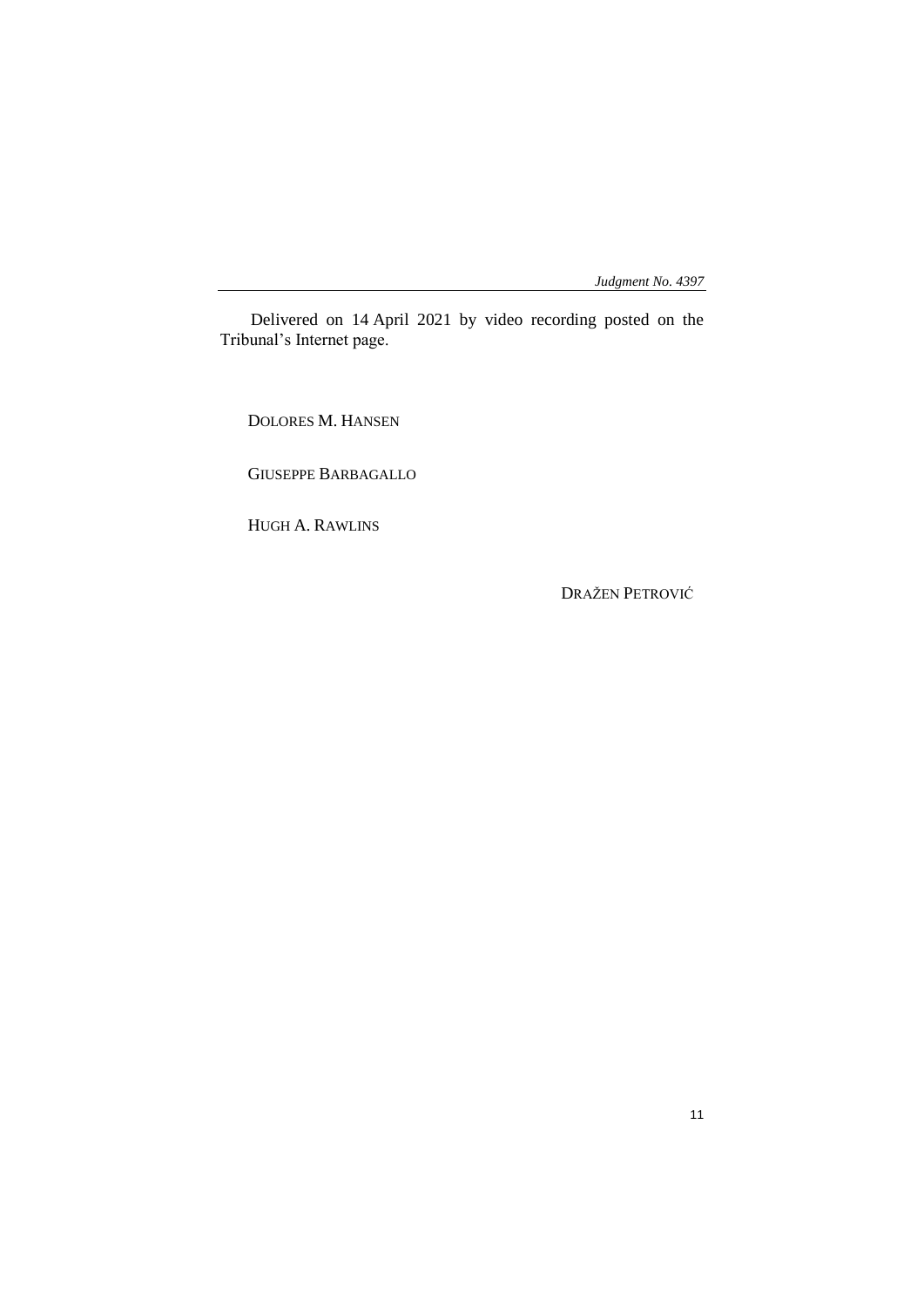Delivered on 14 April 2021 by video recording posted on the Tribunal's Internet page.

DOLORES M. HANSEN

GIUSEPPE BARBAGALLO

HUGH A. RAWLINS

DRAŽEN PETROVIĆ